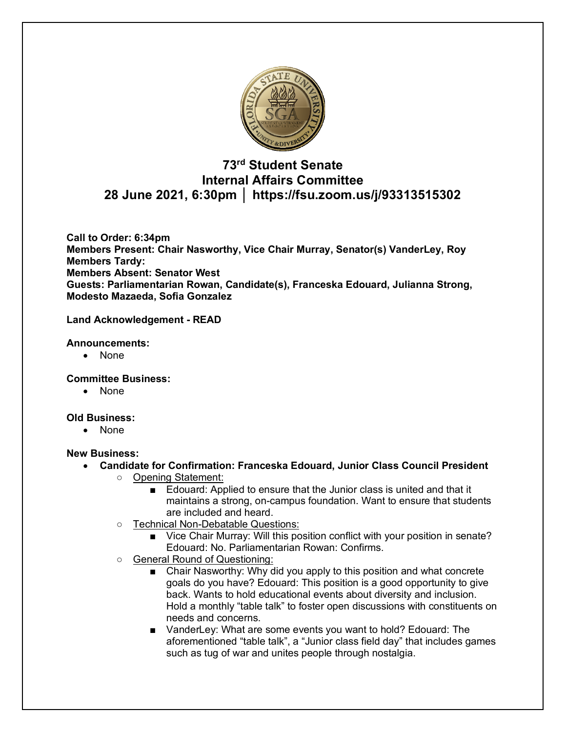# 73rd Student Senate
# Internal Affairs Committee
## 28 June 2021, 6:30pm │ https://fsu.zoom.us/j/93313515302

**Call to Order: 6:34pm**
**Members Present: Chair Nasworthy, Vice Chair Murray, Senator(s) VanderLey, Roy**
**Members Tardy:**
**Members Absent: Senator West**
**Guests: Parliamentarian Rowan, Candidate(s), Franceska Edouard, Julianna Strong, Modesto Mazaeda, Sofia Gonzalez**

**Land Acknowledgement - READ**

**Announcements:**

- None

**Committee Business:**

- None

**Old Business:**

- None

**New Business:**

- **Candidate for Confirmation: Franceska Edouard, Junior Class Council President**
  - Opening Statement:
    - Edouard: Applied to ensure that the Junior class is united and that it maintains a strong, on-campus foundation. Want to ensure that students are included and heard.
  - Technical Non-Debatable Questions:
    - Vice Chair Murray: Will this position conflict with your position in senate? Edouard: No. Parliamentarian Rowan: Confirms.
  - General Round of Questioning:
    - Chair Nasworthy: Why did you apply to this position and what concrete goals do you have? Edouard: This position is a good opportunity to give back. Wants to hold educational events about diversity and inclusion. Hold a monthly "table talk" to foster open discussions with constituents on needs and concerns.
    - VanderLey: What are some events you want to hold? Edouard: The aforementioned "table talk", a "Junior class field day" that includes games such as tug of war and unites people through nostalgia.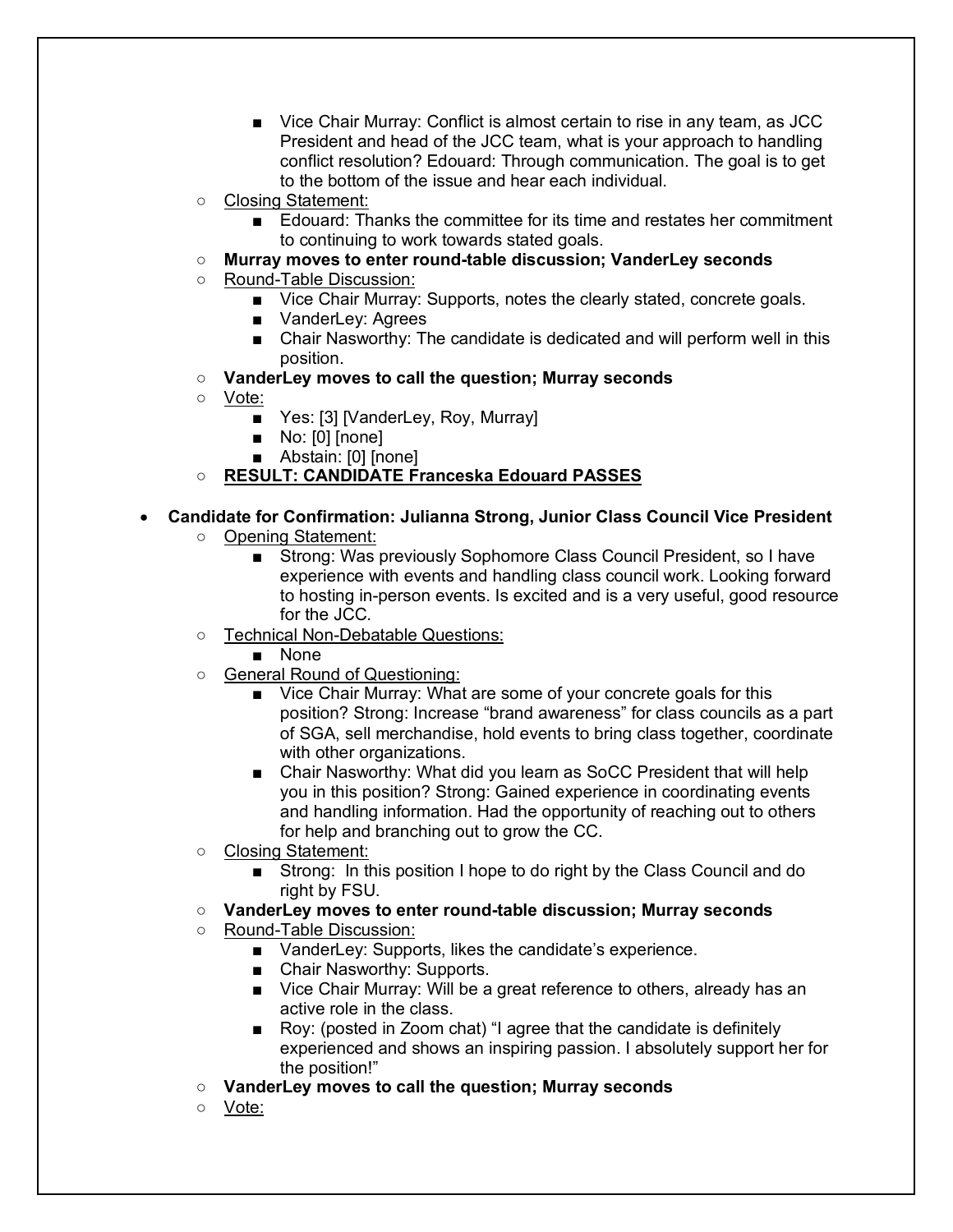- Vice Chair Murray: Conflict is almost certain to rise in any team, as JCC President and head of the JCC team, what is your approach to handling conflict resolution? Edouard: Through communication. The goal is to get to the bottom of the issue and hear each individual.
  - <u>Closing Statement:</u>
    - Edouard: Thanks the committee for its time and restates her commitment to continuing to work towards stated goals.
  - **Murray moves to enter round-table discussion; VanderLey seconds**
  - <u>Round-Table Discussion:</u>
    - Vice Chair Murray: Supports, notes the clearly stated, concrete goals.
    - VanderLey: Agrees
    - Chair Nasworthy: The candidate is dedicated and will perform well in this position.
  - **VanderLey moves to call the question; Murray seconds**
  - <u>Vote:</u>
    - Yes: [3] [VanderLey, Roy, Murray]
    - No: [0] [none]
    - Abstain: [0] [none]
  - **<u>RESULT: CANDIDATE Franceska Edouard PASSES</u>**

- **Candidate for Confirmation: Julianna Strong, Junior Class Council Vice President**
  - <u>Opening Statement:</u>
    - Strong: Was previously Sophomore Class Council President, so I have experience with events and handling class council work. Looking forward to hosting in-person events. Is excited and is a very useful, good resource for the JCC.
  - <u>Technical Non-Debatable Questions:</u>
    - None
  - <u>General Round of Questioning:</u>
    - Vice Chair Murray: What are some of your concrete goals for this position? Strong: Increase "brand awareness" for class councils as a part of SGA, sell merchandise, hold events to bring class together, coordinate with other organizations.
    - Chair Nasworthy: What did you learn as SoCC President that will help you in this position? Strong: Gained experience in coordinating events and handling information. Had the opportunity of reaching out to others for help and branching out to grow the CC.
  - <u>Closing Statement:</u>
    - Strong: In this position I hope to do right by the Class Council and do right by FSU.
  - **VanderLey moves to enter round-table discussion; Murray seconds**
  - <u>Round-Table Discussion:</u>
    - VanderLey: Supports, likes the candidate's experience.
    - Chair Nasworthy: Supports.
    - Vice Chair Murray: Will be a great reference to others, already has an active role in the class.
    - Roy: (posted in Zoom chat) "I agree that the candidate is definitely experienced and shows an inspiring passion. I absolutely support her for the position!"
  - **VanderLey moves to call the question; Murray seconds**
  - <u>Vote:</u>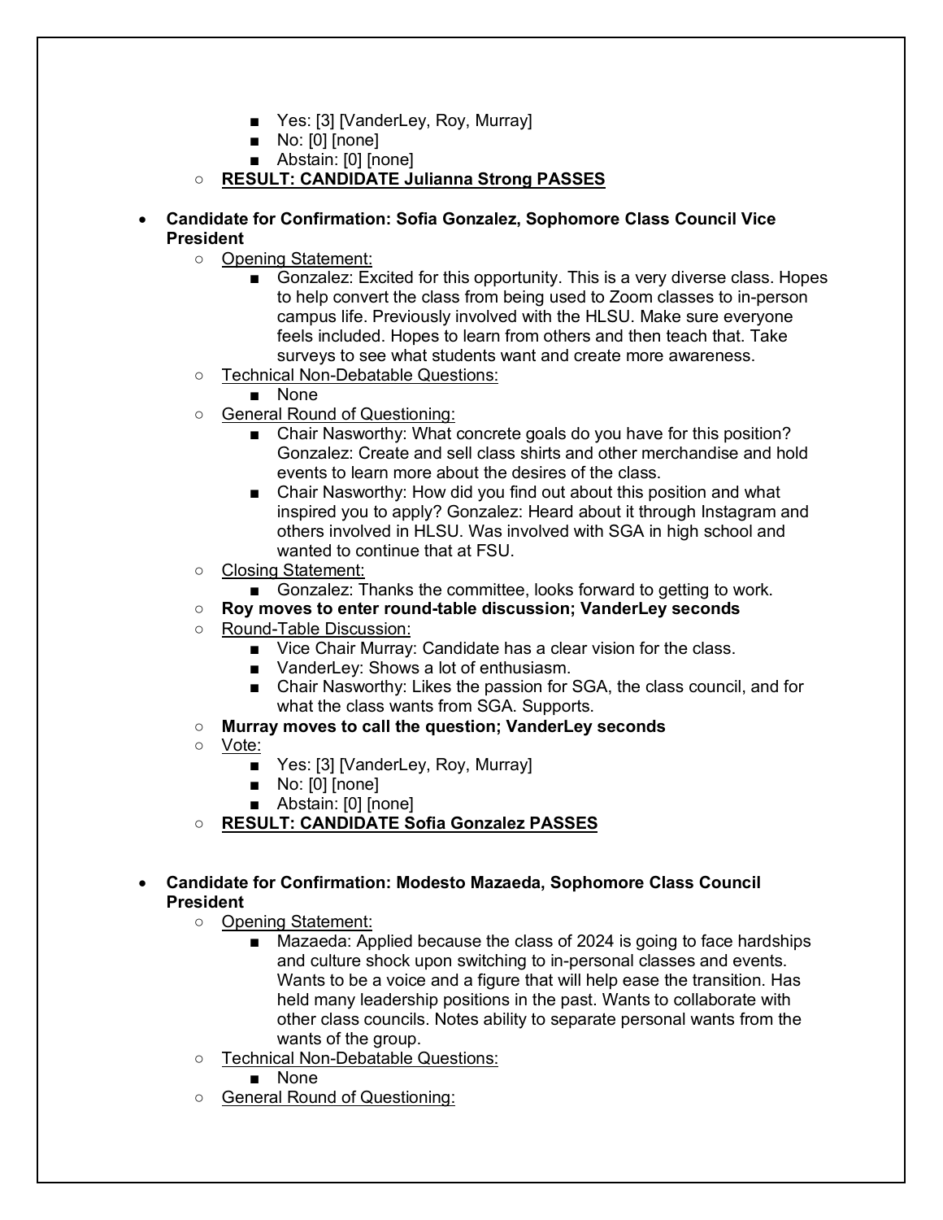- Yes: [3] [VanderLey, Roy, Murray]
    - No: [0] [none]
    - Abstain: [0] [none]
  - **<u>RESULT: CANDIDATE Julianna Strong PASSES</u>**

- **Candidate for Confirmation: Sofia Gonzalez, Sophomore Class Council Vice President**
  - <u>Opening Statement:</u>
    - Gonzalez: Excited for this opportunity. This is a very diverse class. Hopes to help convert the class from being used to Zoom classes to in-person campus life. Previously involved with the HLSU. Make sure everyone feels included. Hopes to learn from others and then teach that. Take surveys to see what students want and create more awareness.
  - <u>Technical Non-Debatable Questions:</u>
    - None
  - <u>General Round of Questioning:</u>
    - Chair Nasworthy: What concrete goals do you have for this position? Gonzalez: Create and sell class shirts and other merchandise and hold events to learn more about the desires of the class.
    - Chair Nasworthy: How did you find out about this position and what inspired you to apply? Gonzalez: Heard about it through Instagram and others involved in HLSU. Was involved with SGA in high school and wanted to continue that at FSU.
  - <u>Closing Statement:</u>
    - Gonzalez: Thanks the committee, looks forward to getting to work.
  - **Roy moves to enter round-table discussion; VanderLey seconds**
  - <u>Round-Table Discussion:</u>
    - Vice Chair Murray: Candidate has a clear vision for the class.
    - VanderLey: Shows a lot of enthusiasm.
    - Chair Nasworthy: Likes the passion for SGA, the class council, and for what the class wants from SGA. Supports.
  - **Murray moves to call the question; VanderLey seconds**
  - <u>Vote:</u>
    - Yes: [3] [VanderLey, Roy, Murray]
    - No: [0] [none]
    - Abstain: [0] [none]
  - **<u>RESULT: CANDIDATE Sofia Gonzalez PASSES</u>**

- **Candidate for Confirmation: Modesto Mazaeda, Sophomore Class Council President**
  - <u>Opening Statement:</u>
    - Mazaeda: Applied because the class of 2024 is going to face hardships and culture shock upon switching to in-personal classes and events. Wants to be a voice and a figure that will help ease the transition. Has held many leadership positions in the past. Wants to collaborate with other class councils. Notes ability to separate personal wants from the wants of the group.
  - <u>Technical Non-Debatable Questions:</u>
    - None
  - <u>General Round of Questioning:</u>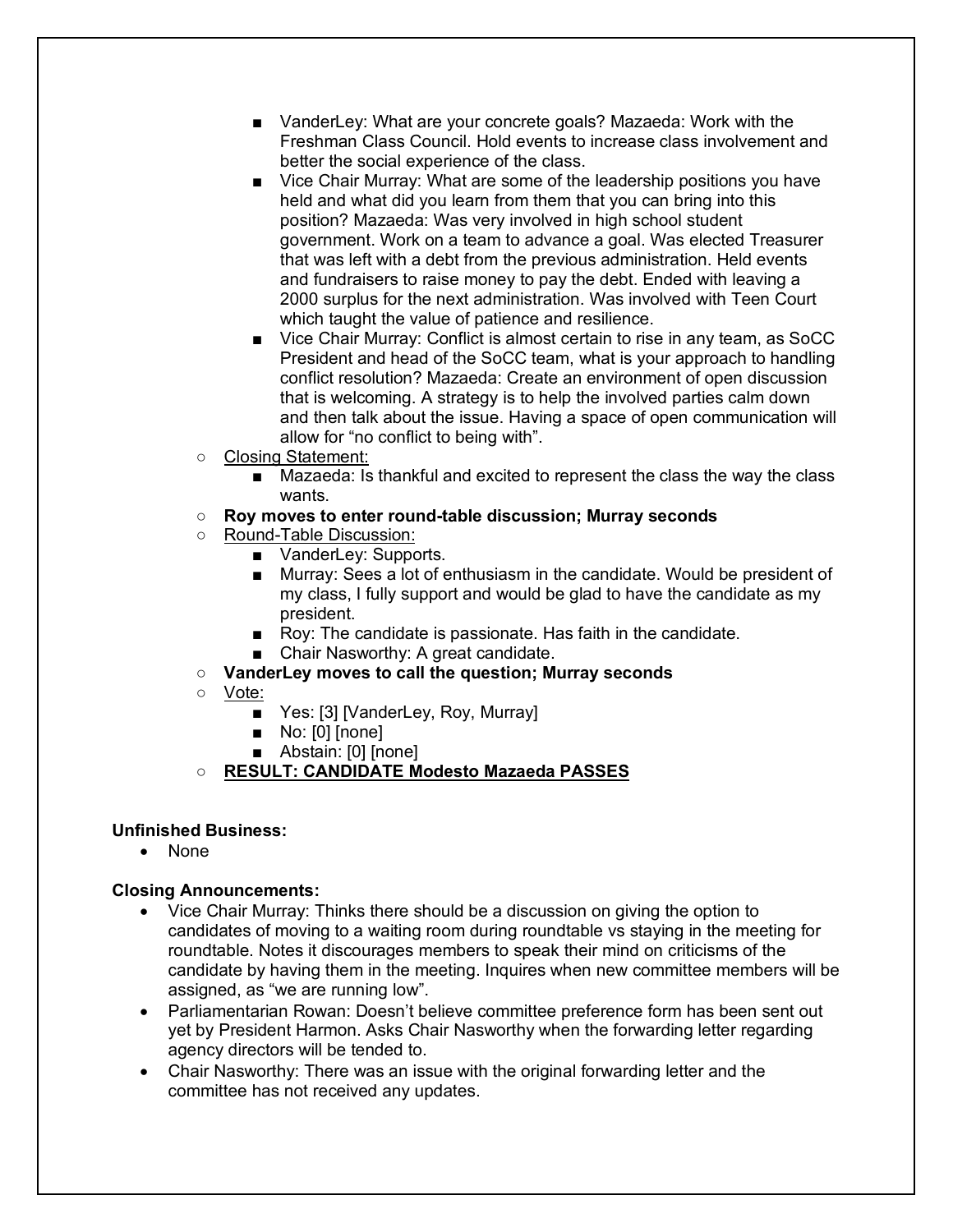- VanderLey: What are your concrete goals? Mazaeda: Work with the Freshman Class Council. Hold events to increase class involvement and better the social experience of the class.
        - Vice Chair Murray: What are some of the leadership positions you have held and what did you learn from them that you can bring into this position? Mazaeda: Was very involved in high school student government. Work on a team to advance a goal. Was elected Treasurer that was left with a debt from the previous administration. Held events and fundraisers to raise money to pay the debt. Ended with leaving a 2000 surplus for the next administration. Was involved with Teen Court which taught the value of patience and resilience.
        - Vice Chair Murray: Conflict is almost certain to rise in any team, as SoCC President and head of the SoCC team, what is your approach to handling conflict resolution? Mazaeda: Create an environment of open discussion that is welcoming. A strategy is to help the involved parties calm down and then talk about the issue. Having a space of open communication will allow for "no conflict to being with".
    - <u>Closing Statement:</u>
        - Mazaeda: Is thankful and excited to represent the class the way the class wants.
    - **Roy moves to enter round-table discussion; Murray seconds**
    - <u>Round-Table Discussion:</u>
        - VanderLey: Supports.
        - Murray: Sees a lot of enthusiasm in the candidate. Would be president of my class, I fully support and would be glad to have the candidate as my president.
        - Roy: The candidate is passionate. Has faith in the candidate.
        - Chair Nasworthy: A great candidate.
    - **VanderLey moves to call the question; Murray seconds**
    - <u>Vote:</u>
        - Yes: [3] [VanderLey, Roy, Murray]
        - No: [0] [none]
        - Abstain: [0] [none]
    - **<u>RESULT: CANDIDATE Modesto Mazaeda PASSES</u>**

**Unfinished Business:**

- None

**Closing Announcements:**

- Vice Chair Murray: Thinks there should be a discussion on giving the option to candidates of moving to a waiting room during roundtable vs staying in the meeting for roundtable. Notes it discourages members to speak their mind on criticisms of the candidate by having them in the meeting. Inquires when new committee members will be assigned, as "we are running low".
- Parliamentarian Rowan: Doesn't believe committee preference form has been sent out yet by President Harmon. Asks Chair Nasworthy when the forwarding letter regarding agency directors will be tended to.
- Chair Nasworthy: There was an issue with the original forwarding letter and the committee has not received any updates.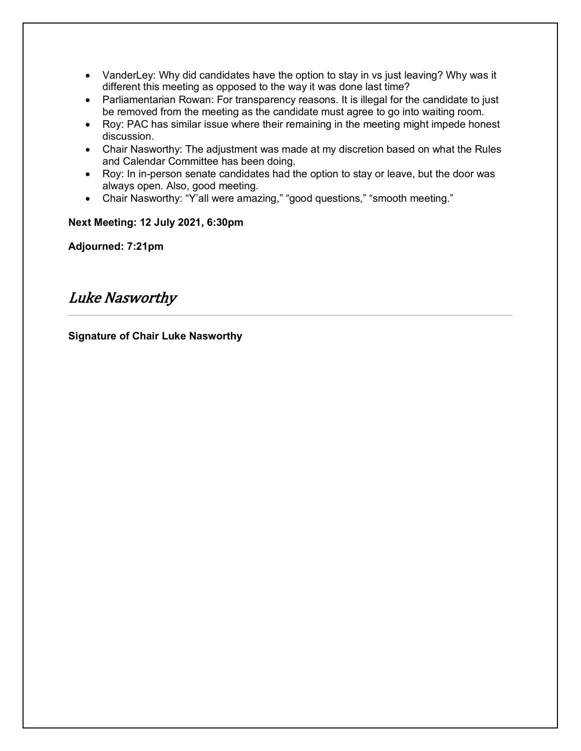- VanderLey: Why did candidates have the option to stay in vs just leaving? Why was it different this meeting as opposed to the way it was done last time?
- Parliamentarian Rowan: For transparency reasons. It is illegal for the candidate to just be removed from the meeting as the candidate must agree to go into waiting room.
- Roy: PAC has similar issue where their remaining in the meeting might impede honest discussion.
- Chair Nasworthy: The adjustment was made at my discretion based on what the Rules and Calendar Committee has been doing.
- Roy: In in-person senate candidates had the option to stay or leave, but the door was always open. Also, good meeting.
- Chair Nasworthy: "Y'all were amazing," "good questions," "smooth meeting."

**Next Meeting: 12 July 2021, 6:30pm**

**Adjourned: 7:21pm**

*Luke Nasworthy*

---

**Signature of Chair Luke Nasworthy**